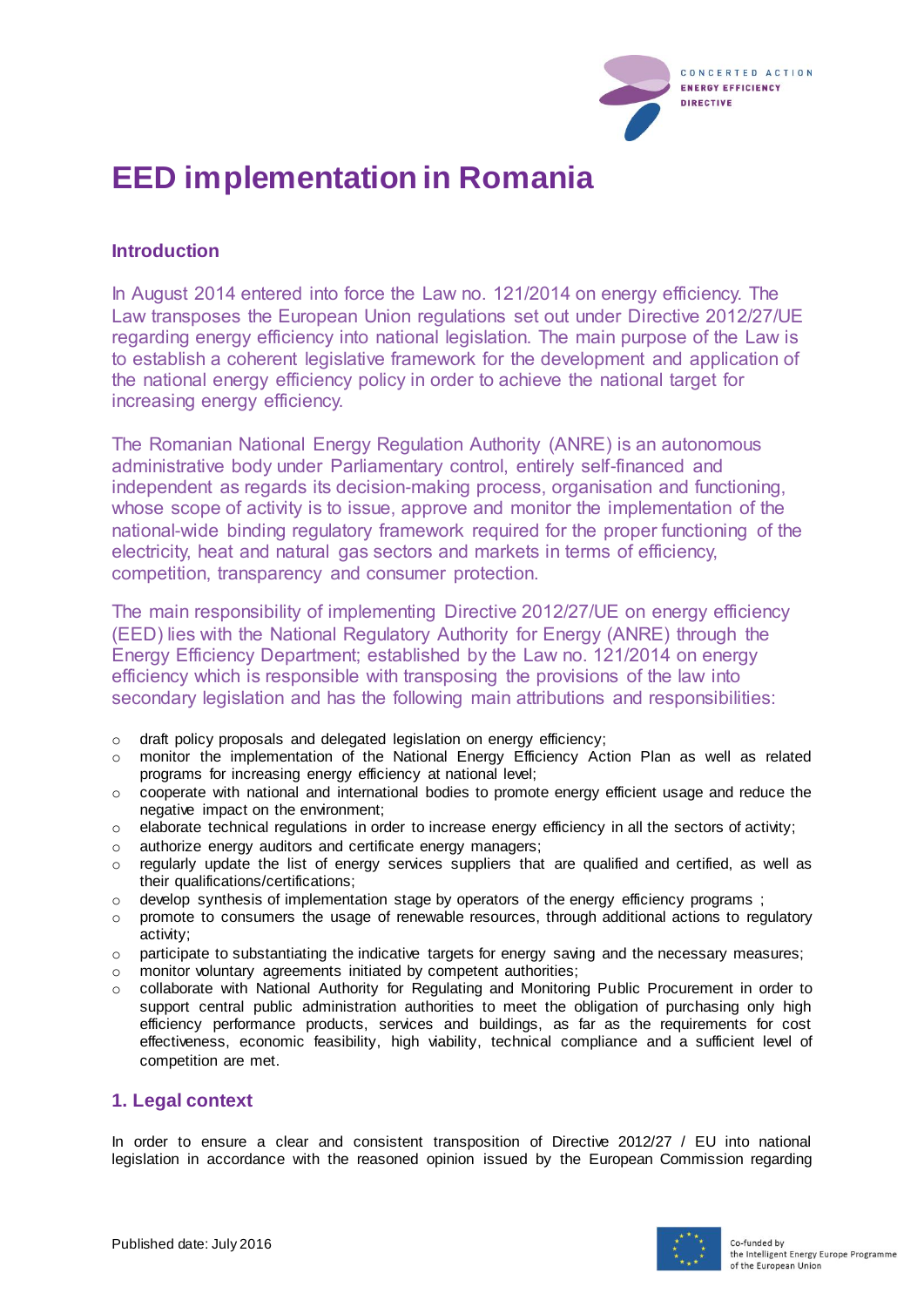# EED implementation in Romania

## Introduction

In August 2014 entered into force the Law no. 121/2014 on energy efficiency. The Law transposes the European Union regulations set out under Directive 2012/27/UE regarding energy efficiency into national legislation. The main purpose of the Law is to establish a coherent legislative framework for the development and application of the national energy efficiency policy in order to achieve the national target for increasing energy efficiency.

The Romanian National Energy Regulation Authority (ANRE) is an autonomous administrative body under Parliamentary control, entirely self-financed and independent as regards its decision-making process, organisation and functioning, whose scope of activity is to issue, approve and monitor the implementation of the national-wide binding regulatory framework required for the proper functioning of the electricity, heat and natural gas sectors and markets in terms of efficiency, competition, transparency and consumer protection.

The main responsibility of implementing Directive 2012/27/UE on energy efficiency (EED) lies with the National Regulatory Authority for Energy (ANRE) through the Energy Efficiency Department; established by the Law no. 121/2014 on energy efficiency which is responsible with transposing the provisions of the law into secondary legislation and has the following main attributions and responsibilities:

- draft policy proposals and delegated legislation on energy efficiency;
- monitor the implementation of the National Energy Efficiency Action Plan as well as related programs for increasing energy efficiency at national level;
- cooperate with national and international bodies to promote energy efficient usage and reduce the negative impact on the environment;
- elaborate technical regulations in order to increase energy efficiency in all the sectors of activity;
- authorize energy auditors and certificate energy managers;
- regularly update the list of energy services suppliers that are qualified and certified, as well as their qualifications/certifications;
- develop synthesis of implementation stage by operators of the energy efficiency programs ;
- promote to consumers the usage of renewable resources, through additional actions to regulatory activity;
- participate to substantiating the indicative targets for energy saving and the necessary measures;
- monitor voluntary agreements initiated by competent authorities;
- collaborate with National Authority for Regulating and Monitoring Public Procurement in order to support central public administration authorities to meet the obligation of purchasing only high efficiency performance products, services and buildings, as far as the requirements for cost effectiveness, economic feasibility, high viability, technical compliance and a sufficient level of competition are met.

## 1. Legal context

In order to ensure a clear and consistent transposition of Directive 2012/27 / EU into national legislation in accordance with the reasoned opinion issued by the European Commission regarding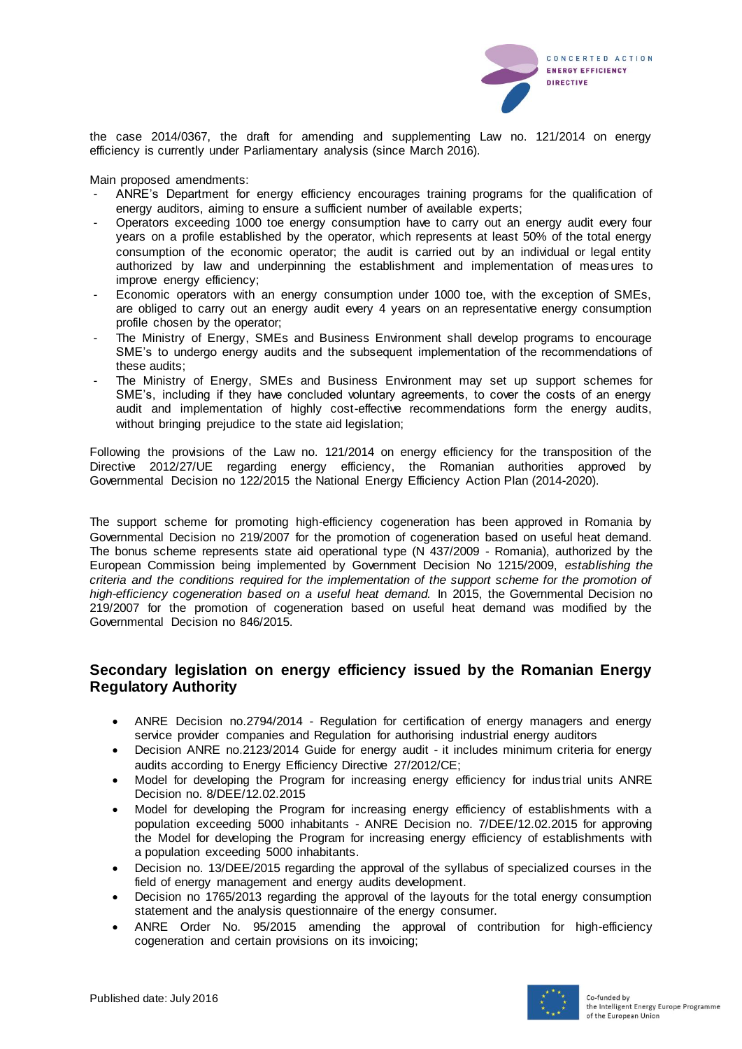the case 2014/0367, the draft for amending and supplementing Law no. 121/2014 on energy efficiency is currently under Parliamentary analysis (since March 2016).

Main proposed amendments:

- ANRE's Department for energy efficiency encourages training programs for the qualification of energy auditors, aiming to ensure a sufficient number of available experts;
- Operators exceeding 1000 toe energy consumption have to carry out an energy audit every four years on a profile established by the operator, which represents at least 50% of the total energy consumption of the economic operator; the audit is carried out by an individual or legal entity authorized by law and underpinning the establishment and implementation of measures to improve energy efficiency;
- Economic operators with an energy consumption under 1000 toe, with the exception of SMEs, are obliged to carry out an energy audit every 4 years on an representative energy consumption profile chosen by the operator;
- The Ministry of Energy, SMEs and Business Environment shall develop programs to encourage SME's to undergo energy audits and the subsequent implementation of the recommendations of these audits;
- The Ministry of Energy, SMEs and Business Environment may set up support schemes for SME's, including if they have concluded voluntary agreements, to cover the costs of an energy audit and implementation of highly cost-effective recommendations form the energy audits, without bringing prejudice to the state aid legislation;

Following the provisions of the Law no. 121/2014 on energy efficiency for the transposition of the Directive 2012/27/UE regarding energy efficiency, the Romanian authorities approved by Governmental Decision no 122/2015 the National Energy Efficiency Action Plan (2014-2020).

The support scheme for promoting high-efficiency cogeneration has been approved in Romania by Governmental Decision no 219/2007 for the promotion of cogeneration based on useful heat demand. The bonus scheme represents state aid operational type (N 437/2009 - Romania), authorized by the European Commission being implemented by Government Decision No 1215/2009, *establishing the criteria and the conditions required for the implementation of the support scheme for the promotion of high-efficiency cogeneration based on a useful heat demand.* In 2015, the Governmental Decision no 219/2007 for the promotion of cogeneration based on useful heat demand was modified by the Governmental Decision no 846/2015.

## Secondary legislation on energy efficiency issued by the Romanian Energy Regulatory Authority

- ANRE Decision no.2794/2014 - Regulation for certification of energy managers and energy service provider companies and Regulation for authorising industrial energy auditors
- Decision ANRE no.2123/2014 Guide for energy audit - it includes minimum criteria for energy audits according to Energy Efficiency Directive 27/2012/CE;
- Model for developing the Program for increasing energy efficiency for industrial units ANRE Decision no. 8/DEE/12.02.2015
- Model for developing the Program for increasing energy efficiency of establishments with a population exceeding 5000 inhabitants - ANRE Decision no. 7/DEE/12.02.2015 for approving the Model for developing the Program for increasing energy efficiency of establishments with a population exceeding 5000 inhabitants.
- Decision no. 13/DEE/2015 regarding the approval of the syllabus of specialized courses in the field of energy management and energy audits development.
- Decision no 1765/2013 regarding the approval of the layouts for the total energy consumption statement and the analysis questionnaire of the energy consumer.
- ANRE Order No. 95/2015 amending the approval of contribution for high-efficiency cogeneration and certain provisions on its invoicing;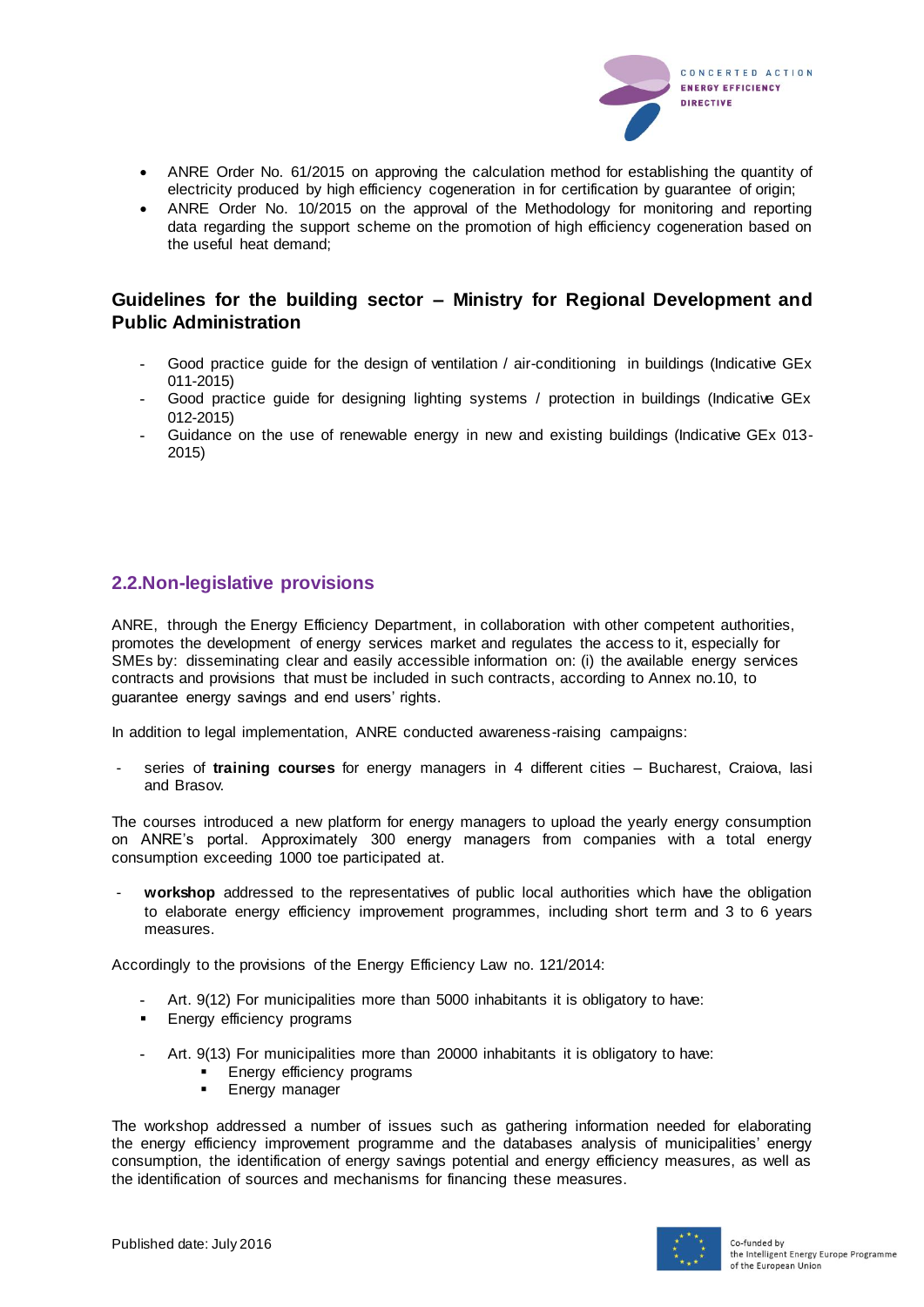- ANRE Order No. 61/2015 on approving the calculation method for establishing the quantity of electricity produced by high efficiency cogeneration in for certification by guarantee of origin;
- ANRE Order No. 10/2015 on the approval of the Methodology for monitoring and reporting data regarding the support scheme on the promotion of high efficiency cogeneration based on the useful heat demand;

### Guidelines for the building sector – Ministry for Regional Development and Public Administration

- Good practice guide for the design of ventilation / air-conditioning in buildings (Indicative GEx 011-2015)
- Good practice guide for designing lighting systems / protection in buildings (Indicative GEx 012-2015)
- Guidance on the use of renewable energy in new and existing buildings (Indicative GEx 013-2015)

## 2.2.Non-legislative provisions

ANRE, through the Energy Efficiency Department, in collaboration with other competent authorities, promotes the development of energy services market and regulates the access to it, especially for SMEs by: disseminating clear and easily accessible information on: (i) the available energy services contracts and provisions that must be included in such contracts, according to Annex no.10, to guarantee energy savings and end users' rights.

In addition to legal implementation, ANRE conducted awareness-raising campaigns:

- series of **training courses** for energy managers in 4 different cities – Bucharest, Craiova, Iasi and Brasov.

The courses introduced a new platform for energy managers to upload the yearly energy consumption on ANRE's portal. Approximately 300 energy managers from companies with a total energy consumption exceeding 1000 toe participated at.

- **workshop** addressed to the representatives of public local authorities which have the obligation to elaborate energy efficiency improvement programmes, including short term and 3 to 6 years measures.

Accordingly to the provisions of the Energy Efficiency Law no. 121/2014:

- Art. 9(12) For municipalities more than 5000 inhabitants it is obligatory to have:
  - Energy efficiency programs
- Art. 9(13) For municipalities more than 20000 inhabitants it is obligatory to have:
  - Energy efficiency programs
  - Energy manager

The workshop addressed a number of issues such as gathering information needed for elaborating the energy efficiency improvement programme and the databases analysis of municipalities' energy consumption, the identification of energy savings potential and energy efficiency measures, as well as the identification of sources and mechanisms for financing these measures.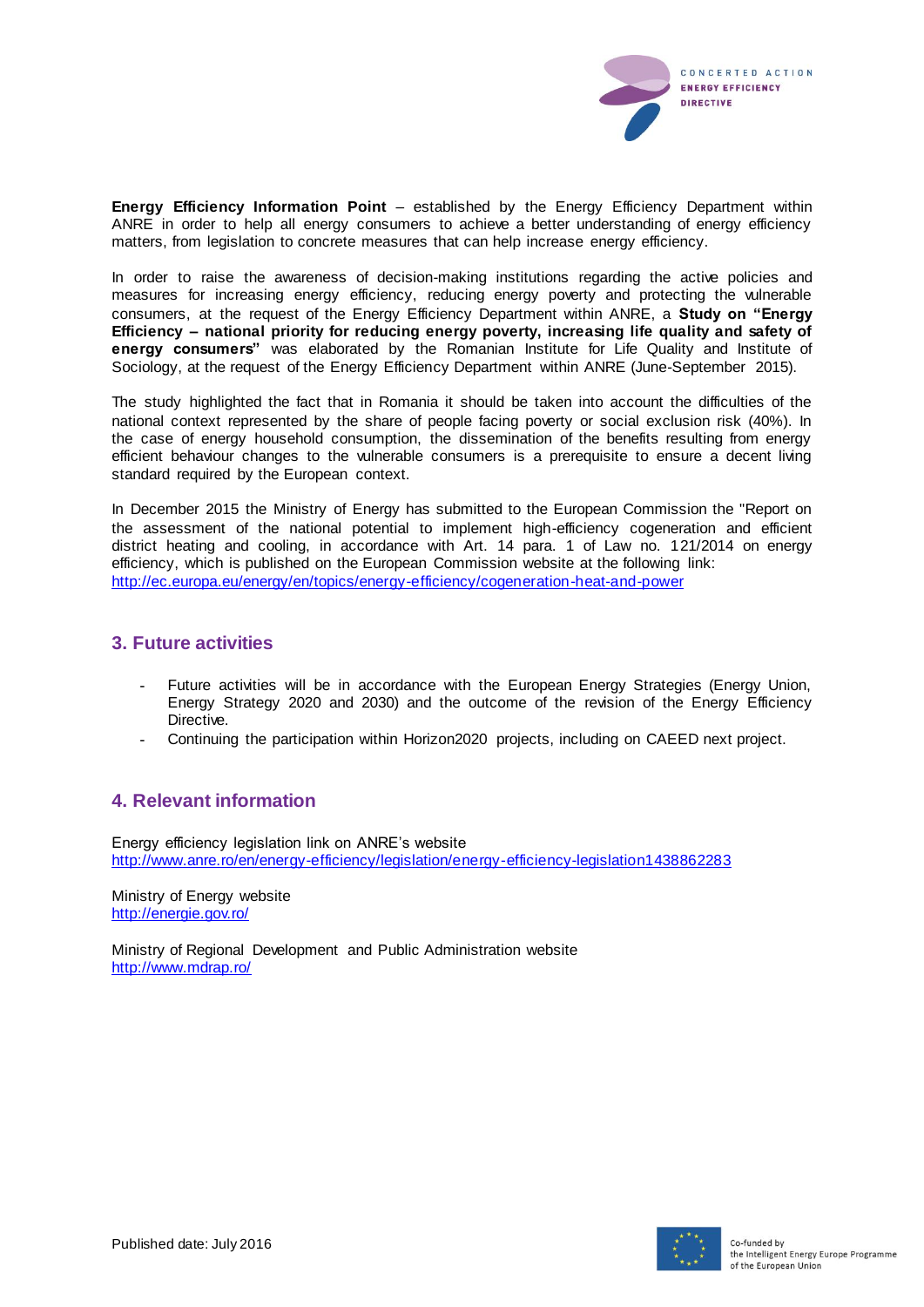**Energy Efficiency Information Point** – established by the Energy Efficiency Department within ANRE in order to help all energy consumers to achieve a better understanding of energy efficiency matters, from legislation to concrete measures that can help increase energy efficiency.

In order to raise the awareness of decision-making institutions regarding the active policies and measures for increasing energy efficiency, reducing energy poverty and protecting the vulnerable consumers, at the request of the Energy Efficiency Department within ANRE, a **Study on "Energy Efficiency – national priority for reducing energy poverty, increasing life quality and safety of energy consumers"** was elaborated by the Romanian Institute for Life Quality and Institute of Sociology, at the request of the Energy Efficiency Department within ANRE (June-September 2015).

The study highlighted the fact that in Romania it should be taken into account the difficulties of the national context represented by the share of people facing poverty or social exclusion risk (40%). In the case of energy household consumption, the dissemination of the benefits resulting from energy efficient behaviour changes to the vulnerable consumers is a prerequisite to ensure a decent living standard required by the European context.

In December 2015 the Ministry of Energy has submitted to the European Commission the "Report on the assessment of the national potential to implement high-efficiency cogeneration and efficient district heating and cooling, in accordance with Art. 14 para. 1 of Law no. 121/2014 on energy efficiency, which is published on the European Commission website at the following link: http://ec.europa.eu/energy/en/topics/energy-efficiency/cogeneration-heat-and-power

## 3. Future activities

- Future activities will be in accordance with the European Energy Strategies (Energy Union, Energy Strategy 2020 and 2030) and the outcome of the revision of the Energy Efficiency Directive.
- Continuing the participation within Horizon2020 projects, including on CAEED next project.

## 4. Relevant information

Energy efficiency legislation link on ANRE's website
http://www.anre.ro/en/energy-efficiency/legislation/energy-efficiency-legislation1438862283

Ministry of Energy website
http://energie.gov.ro/

Ministry of Regional Development and Public Administration website
http://www.mdrap.ro/

Published date: July 2016